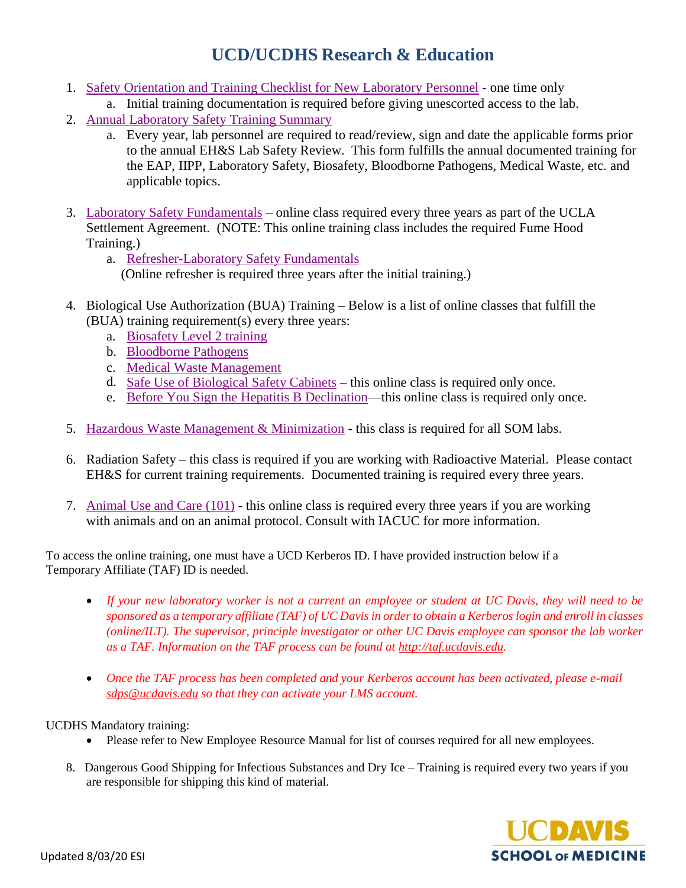# UCD/UCDHS Research & Education

1. Safety Orientation and Training Checklist for New Laboratory Personnel - one time only
   a. Initial training documentation is required before giving unescorted access to the lab.
2. Annual Laboratory Safety Training Summary
   a. Every year, lab personnel are required to read/review, sign and date the applicable forms prior to the annual EH&S Lab Safety Review. This form fulfills the annual documented training for the EAP, IIPP, Laboratory Safety, Biosafety, Bloodborne Pathogens, Medical Waste, etc. and applicable topics.
3. Laboratory Safety Fundamentals – online class required every three years as part of the UCLA Settlement Agreement. (NOTE: This online training class includes the required Fume Hood Training.)
   a. Refresher-Laboratory Safety Fundamentals
   (Online refresher is required three years after the initial training.)
4. Biological Use Authorization (BUA) Training – Below is a list of online classes that fulfill the (BUA) training requirement(s) every three years:
   a. Biosafety Level 2 training
   b. Bloodborne Pathogens
   c. Medical Waste Management
   d. Safe Use of Biological Safety Cabinets – this online class is required only once.
   e. Before You Sign the Hepatitis B Declination—this online class is required only once.
5. Hazardous Waste Management & Minimization - this class is required for all SOM labs.
6. Radiation Safety – this class is required if you are working with Radioactive Material. Please contact EH&S for current training requirements. Documented training is required every three years.
7. Animal Use and Care (101) - this online class is required every three years if you are working with animals and on an animal protocol. Consult with IACUC for more information.

To access the online training, one must have a UCD Kerberos ID. I have provided instruction below if a Temporary Affiliate (TAF) ID is needed.

- *If your new laboratory worker is not a current an employee or student at UC Davis, they will need to be sponsored as a temporary affiliate (TAF) of UC Davis in order to obtain a Kerberos login and enroll in classes (online/ILT). The supervisor, principle investigator or other UC Davis employee can sponsor the lab worker as a TAF. Information on the TAF process can be found at http://taf.ucdavis.edu.*
- *Once the TAF process has been completed and your Kerberos account has been activated, please e-mail sdps@ucdavis.edu so that they can activate your LMS account.*

UCDHS Mandatory training:

- Please refer to New Employee Resource Manual for list of courses required for all new employees.

8. Dangerous Good Shipping for Infectious Substances and Dry Ice – Training is required every two years if you are responsible for shipping this kind of material.

Updated 8/03/20 ESI

UC DAVIS SCHOOL OF MEDICINE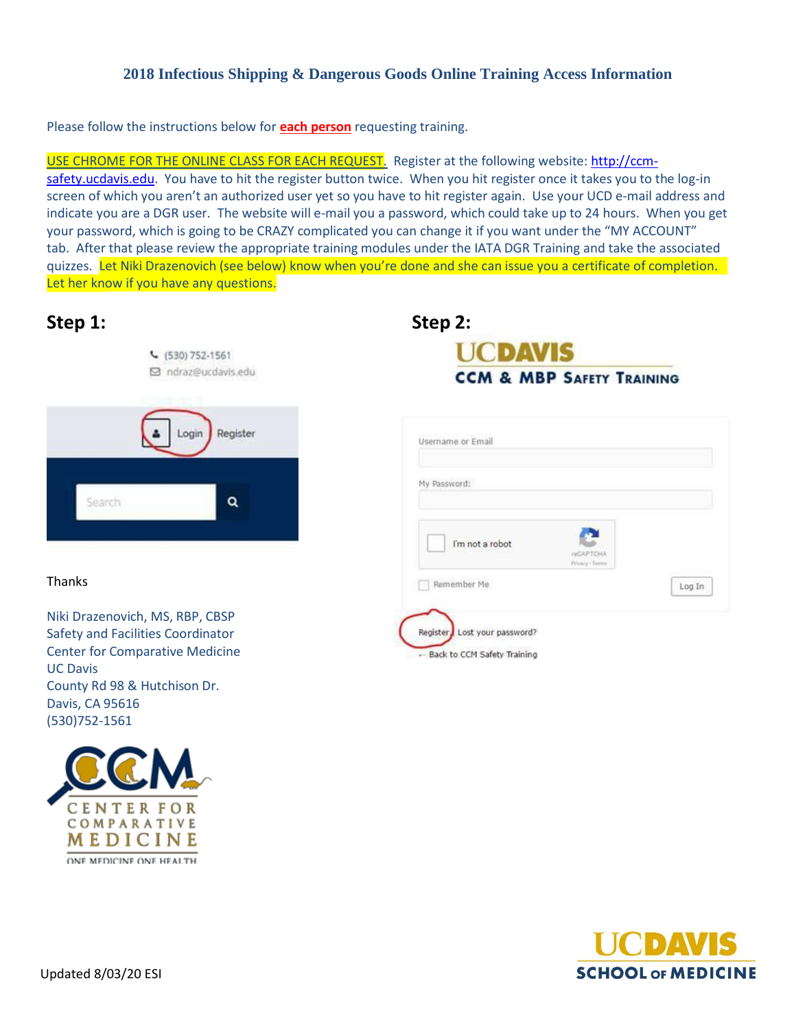# 2018 Infectious Shipping & Dangerous Goods Online Training Access Information

Please follow the instructions below for **each person** requesting training.

USE CHROME FOR THE ONLINE CLASS FOR EACH REQUEST. Register at the following website: http://ccm-safety.ucdavis.edu. You have to hit the register button twice. When you hit register once it takes you to the log-in screen of which you aren't an authorized user yet so you have to hit register again. Use your UCD e-mail address and indicate you are a DGR user. The website will e-mail you a password, which could take up to 24 hours. When you get your password, which is going to be CRAZY complicated you can change it if you want under the "MY ACCOUNT" tab. After that please review the appropriate training modules under the IATA DGR Training and take the associated quizzes. Let Niki Drazenovich (see below) know when you're done and she can issue you a certificate of completion. Let her know if you have any questions.

## Step 1:

(530) 752-1561
ndraz@ucdavis.edu

Login Register

Search

## Step 2:

UCDAVIS
CCM & MBP SAFETY TRAINING

Username or Email

My Password:

I'm not a robot

Remember Me

Log In

Register | Lost your password?

← Back to CCM Safety Training

Thanks

Niki Drazenovich, MS, RBP, CBSP
Safety and Facilities Coordinator
Center for Comparative Medicine
UC Davis
County Rd 98 & Hutchison Dr.
Davis, CA 95616
(530)752-1561

CCM
CENTER FOR COMPARATIVE MEDICINE
ONE MEDICINE ONE HEALTH

Updated 8/03/20 ESI

UCDAVIS
SCHOOL OF MEDICINE